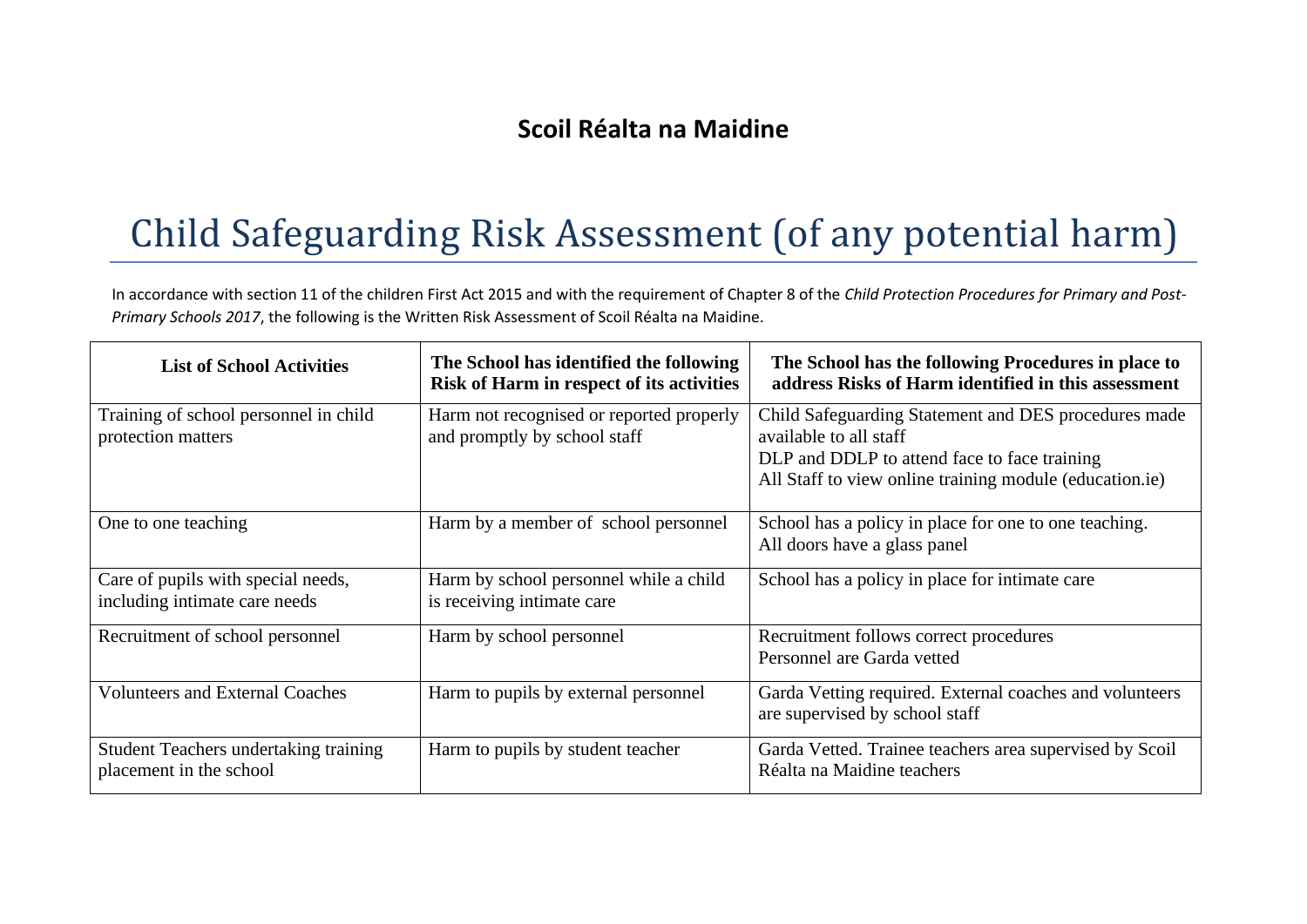## Scoil Réalta na Maidine

# Child Safeguarding Risk Assessment (of any potential harm)

In accordance with section 11 of the children First Act 2015 and with the requirement of Chapter 8 of the *Child Protection Procedures for Primary and Post-Primary Schools 2017*, the following is the Written Risk Assessment of Scoil Réalta na Maidine.

| **List of School Activities** | **The School has identified the following Risk of Harm in respect of its activities** | **The School has the following Procedures in place to address Risks of Harm identified in this assessment** |
|---|---|---|
| Training of school personnel in child protection matters | Harm not recognised or reported properly and promptly by school staff | Child Safeguarding Statement and DES procedures made available to all staff<br>DLP and DDLP to attend face to face training<br>All Staff to view online training module (education.ie) |
| One to one teaching | Harm by a member of school personnel | School has a policy in place for one to one teaching.<br>All doors have a glass panel |
| Care of pupils with special needs, including intimate care needs | Harm by school personnel while a child is receiving intimate care | School has a policy in place for intimate care |
| Recruitment of school personnel | Harm by school personnel | Recruitment follows correct procedures<br>Personnel are Garda vetted |
| Volunteers and External Coaches | Harm to pupils by external personnel | Garda Vetting required. External coaches and volunteers are supervised by school staff |
| Student Teachers undertaking training placement in the school | Harm to pupils by student teacher | Garda Vetted. Trainee teachers area supervised by Scoil Réalta na Maidine teachers |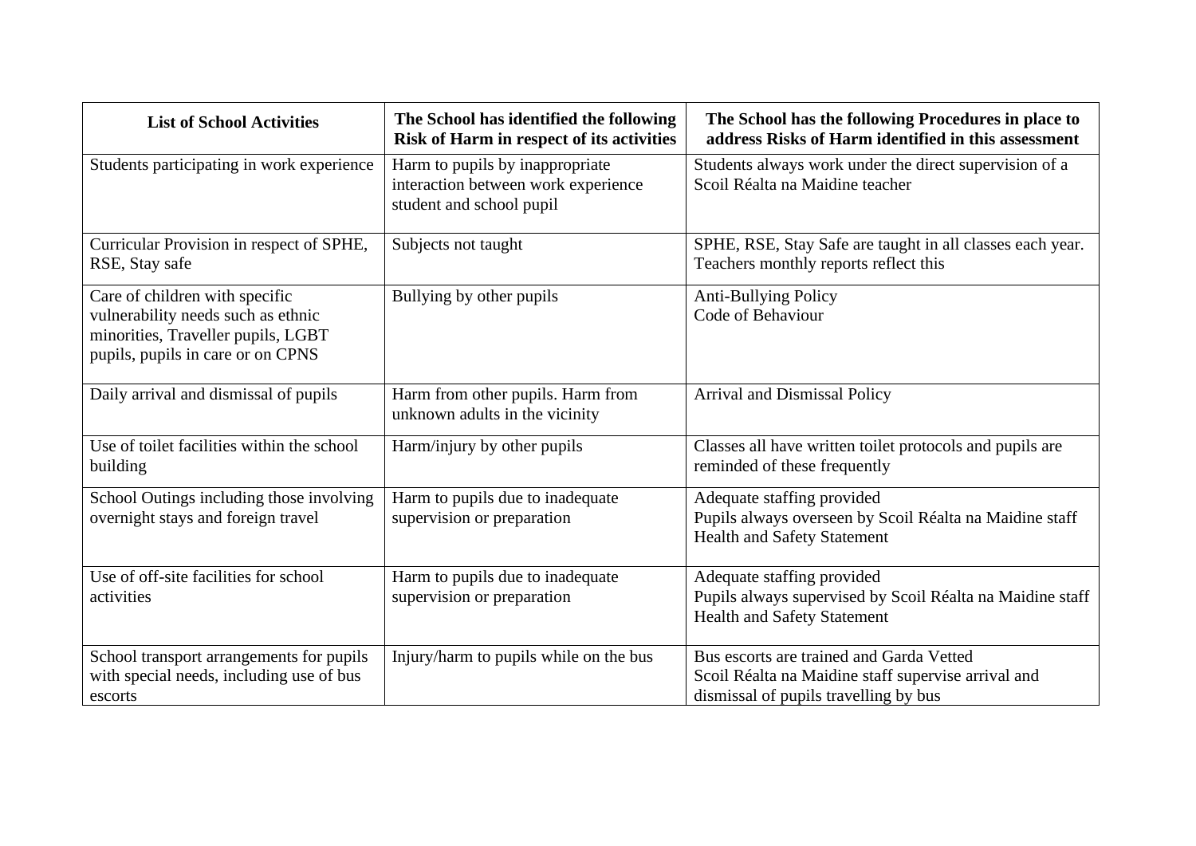| List of School Activities | The School has identified the following Risk of Harm in respect of its activities | The School has the following Procedures in place to address Risks of Harm identified in this assessment |
|---|---|---|
| Students participating in work experience | Harm to pupils by inappropriate interaction between work experience student and school pupil | Students always work under the direct supervision of a Scoil Réalta na Maidine teacher |
| Curricular Provision in respect of SPHE, RSE, Stay safe | Subjects not taught | SPHE, RSE, Stay Safe are taught in all classes each year. Teachers monthly reports reflect this |
| Care of children with specific vulnerability needs such as ethnic minorities, Traveller pupils, LGBT pupils, pupils in care or on CPNS | Bullying by other pupils | Anti-Bullying Policy<br>Code of Behaviour |
| Daily arrival and dismissal of pupils | Harm from other pupils. Harm from unknown adults in the vicinity | Arrival and Dismissal Policy |
| Use of toilet facilities within the school building | Harm/injury by other pupils | Classes all have written toilet protocols and pupils are reminded of these frequently |
| School Outings including those involving overnight stays and foreign travel | Harm to pupils due to inadequate supervision or preparation | Adequate staffing provided<br>Pupils always overseen by Scoil Réalta na Maidine staff<br>Health and Safety Statement |
| Use of off-site facilities for school activities | Harm to pupils due to inadequate supervision or preparation | Adequate staffing provided<br>Pupils always supervised by Scoil Réalta na Maidine staff<br>Health and Safety Statement |
| School transport arrangements for pupils with special needs, including use of bus escorts | Injury/harm to pupils while on the bus | Bus escorts are trained and Garda Vetted<br>Scoil Réalta na Maidine staff supervise arrival and dismissal of pupils travelling by bus |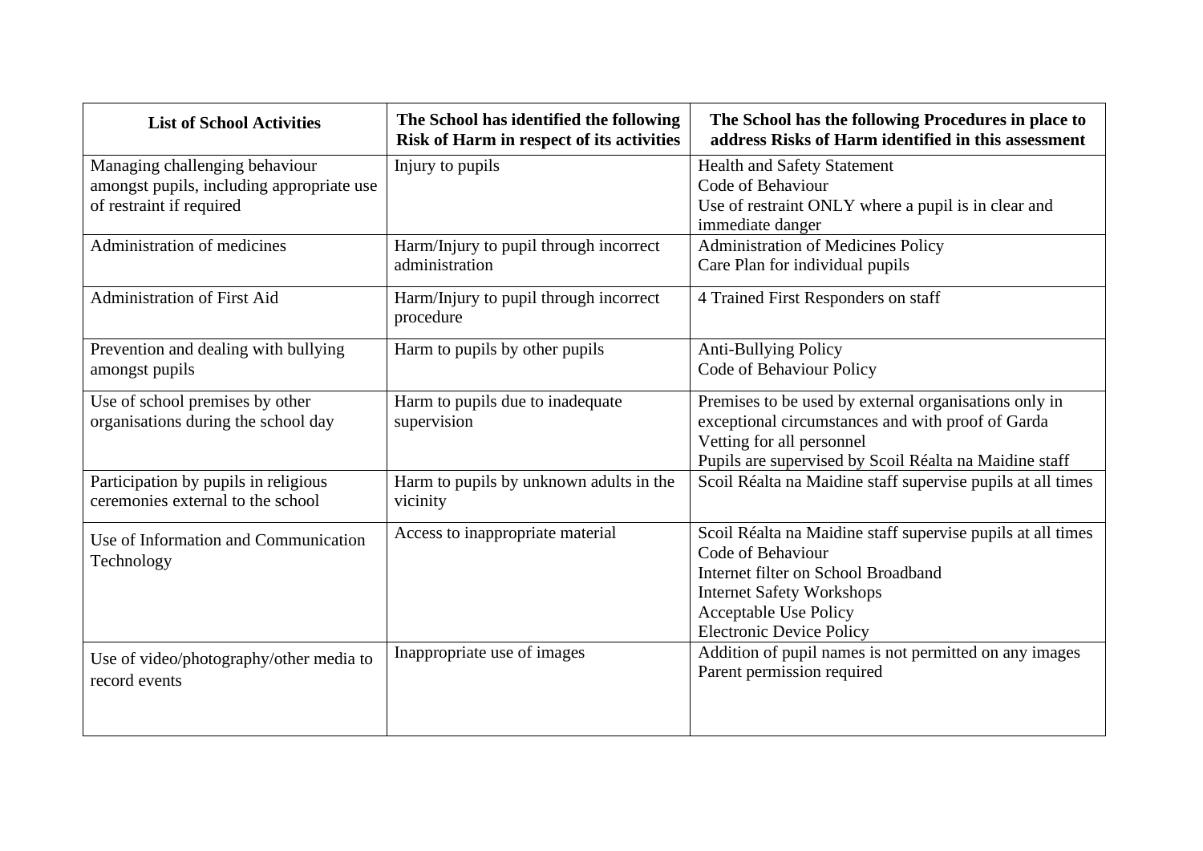| List of School Activities | The School has identified the following Risk of Harm in respect of its activities | The School has the following Procedures in place to address Risks of Harm identified in this assessment |
|---|---|---|
| Managing challenging behaviour amongst pupils, including appropriate use of restraint if required | Injury to pupils | Health and Safety Statement<br>Code of Behaviour<br>Use of restraint ONLY where a pupil is in clear and immediate danger |
| Administration of medicines | Harm/Injury to pupil through incorrect administration | Administration of Medicines Policy<br>Care Plan for individual pupils |
| Administration of First Aid | Harm/Injury to pupil through incorrect procedure | 4 Trained First Responders on staff |
| Prevention and dealing with bullying amongst pupils | Harm to pupils by other pupils | Anti-Bullying Policy<br>Code of Behaviour Policy |
| Use of school premises by other organisations during the school day | Harm to pupils due to inadequate supervision | Premises to be used by external organisations only in exceptional circumstances and with proof of Garda Vetting for all personnel<br>Pupils are supervised by Scoil Réalta na Maidine staff |
| Participation by pupils in religious ceremonies external to the school | Harm to pupils by unknown adults in the vicinity | Scoil Réalta na Maidine staff supervise pupils at all times |
| Use of Information and Communication Technology | Access to inappropriate material | Scoil Réalta na Maidine staff supervise pupils at all times<br>Code of Behaviour<br>Internet filter on School Broadband<br>Internet Safety Workshops<br>Acceptable Use Policy<br>Electronic Device Policy |
| Use of video/photography/other media to record events | Inappropriate use of images | Addition of pupil names is not permitted on any images<br>Parent permission required |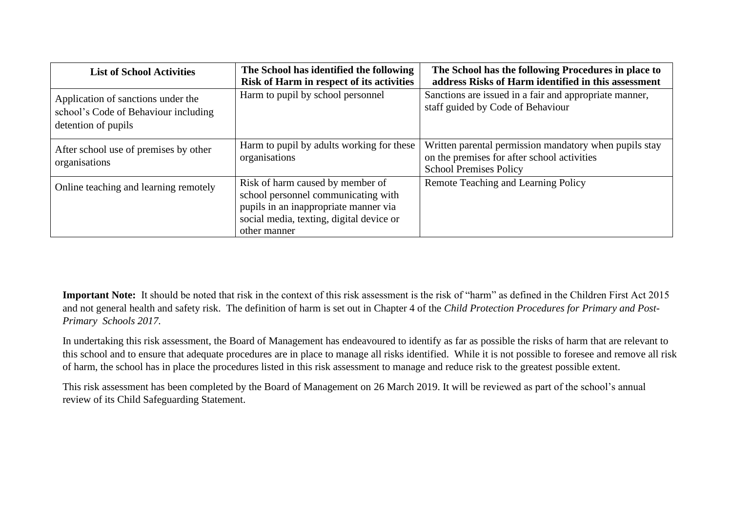| List of School Activities | The School has identified the following Risk of Harm in respect of its activities | The School has the following Procedures in place to address Risks of Harm identified in this assessment |
| --- | --- | --- |
| Application of sanctions under the school's Code of Behaviour including detention of pupils | Harm to pupil by school personnel | Sanctions are issued in a fair and appropriate manner, staff guided by Code of Behaviour |
| After school use of premises by other organisations | Harm to pupil by adults working for these organisations | Written parental permission mandatory when pupils stay on the premises for after school activities<br>School Premises Policy |
| Online teaching and learning remotely | Risk of harm caused by member of school personnel communicating with pupils in an inappropriate manner via social media, texting, digital device or other manner | Remote Teaching and Learning Policy |

**Important Note:** It should be noted that risk in the context of this risk assessment is the risk of "harm" as defined in the Children First Act 2015 and not general health and safety risk. The definition of harm is set out in Chapter 4 of the *Child Protection Procedures for Primary and Post-Primary Schools 2017.*

In undertaking this risk assessment, the Board of Management has endeavoured to identify as far as possible the risks of harm that are relevant to this school and to ensure that adequate procedures are in place to manage all risks identified. While it is not possible to foresee and remove all risk of harm, the school has in place the procedures listed in this risk assessment to manage and reduce risk to the greatest possible extent.

This risk assessment has been completed by the Board of Management on 26 March 2019. It will be reviewed as part of the school's annual review of its Child Safeguarding Statement.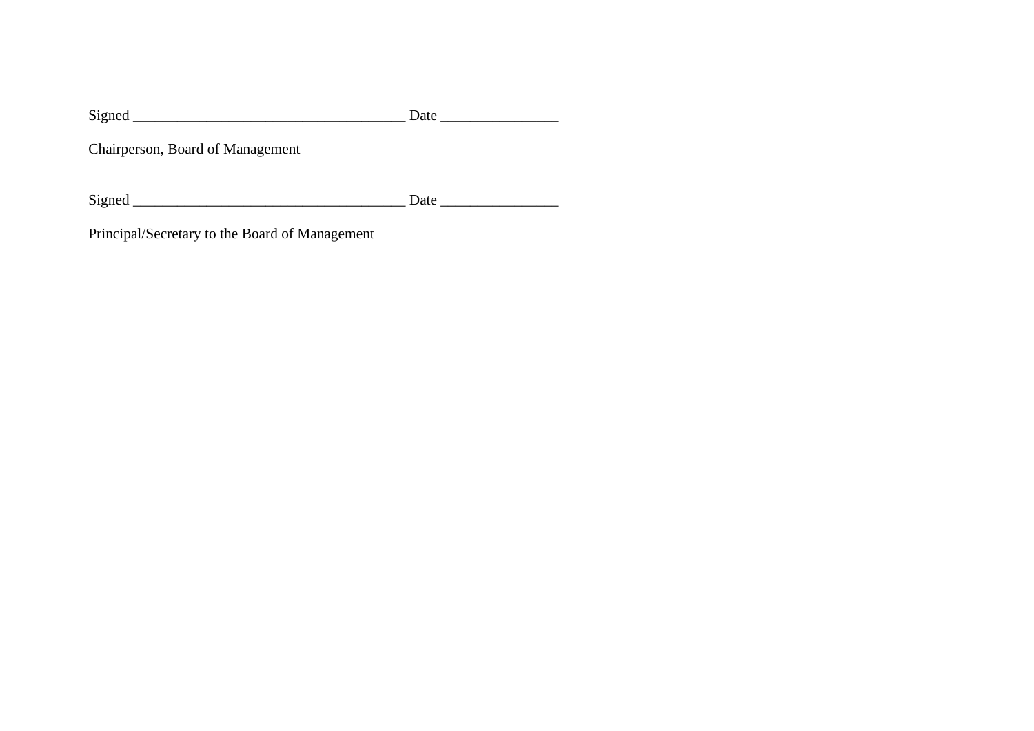Signed _____________________________________ Date ________________

Chairperson, Board of Management

Signed _____________________________________ Date ________________

Principal/Secretary to the Board of Management